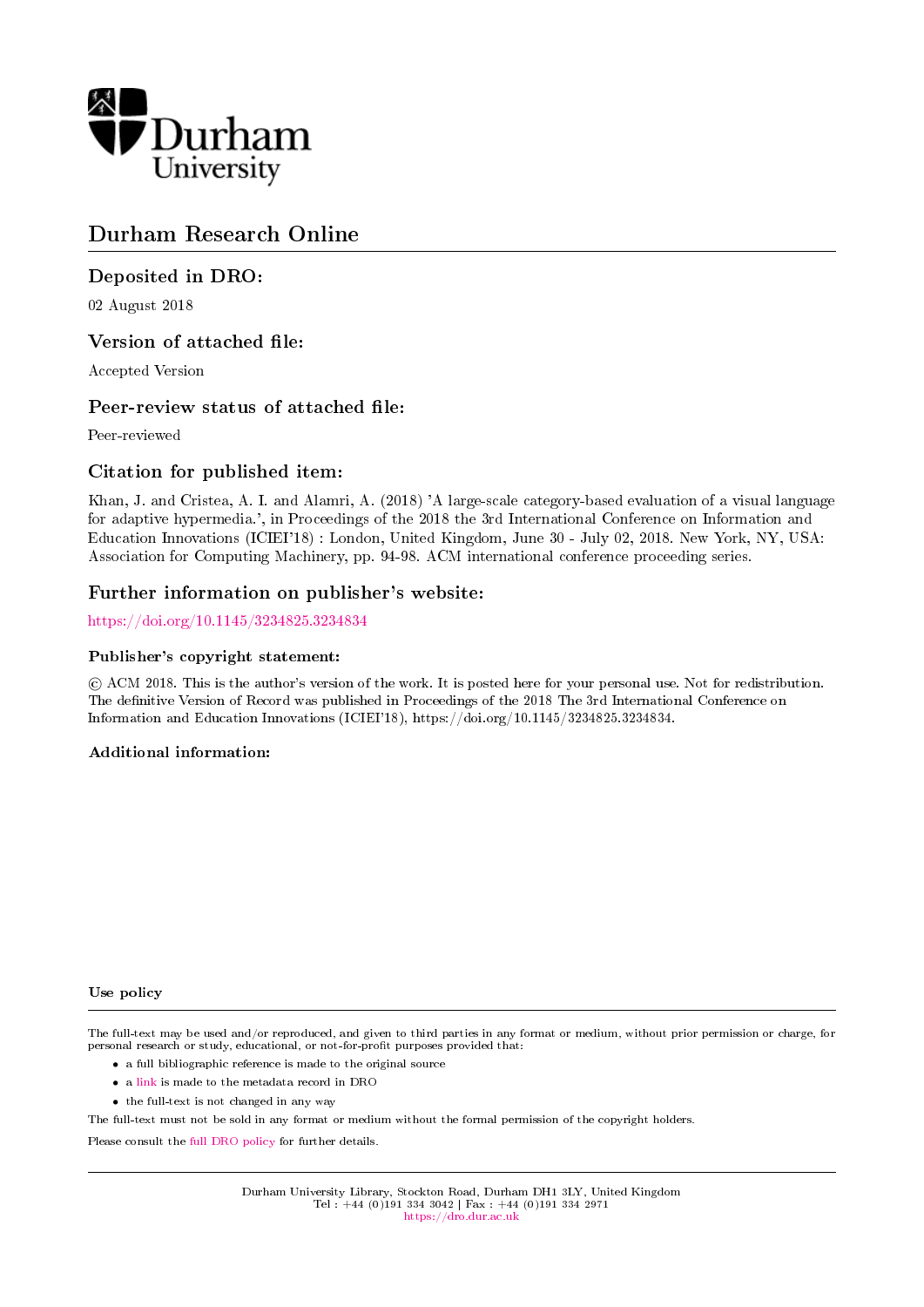Durham University

# Durham Research Online

## Deposited in DRO:

02 August 2018

## Version of attached file:

Accepted Version

## Peer-review status of attached file:

Peer-reviewed

## Citation for published item:

Khan, J. and Cristea, A. I. and Alamri, A. (2018) 'A large-scale category-based evaluation of a visual language for adaptive hypermedia.', in Proceedings of the 2018 the 3rd International Conference on Information and Education Innovations (ICIEI'18) : London, United Kingdom, June 30 - July 02, 2018. New York, NY, USA: Association for Computing Machinery, pp. 94-98. ACM international conference proceeding series.

## Further information on publisher's website:

https://doi.org/10.1145/3234825.3234834

### Publisher's copyright statement:

© ACM 2018. This is the author's version of the work. It is posted here for your personal use. Not for redistribution. The definitive Version of Record was published in Proceedings of the 2018 The 3rd International Conference on Information and Education Innovations (ICIEI'18), https://doi.org/10.1145/3234825.3234834.

### Additional information:

### Use policy

The full-text may be used and/or reproduced, and given to third parties in any format or medium, without prior permission or charge, for personal research or study, educational, or not-for-profit purposes provided that:

- a full bibliographic reference is made to the original source
- a link is made to the metadata record in DRO
- the full-text is not changed in any way

The full-text must not be sold in any format or medium without the formal permission of the copyright holders.

Please consult the full DRO policy for further details.

Durham University Library, Stockton Road, Durham DH1 3LY, United Kingdom
Tel : +44 (0)191 334 3042 | Fax : +44 (0)191 334 2971
https://dro.dur.ac.uk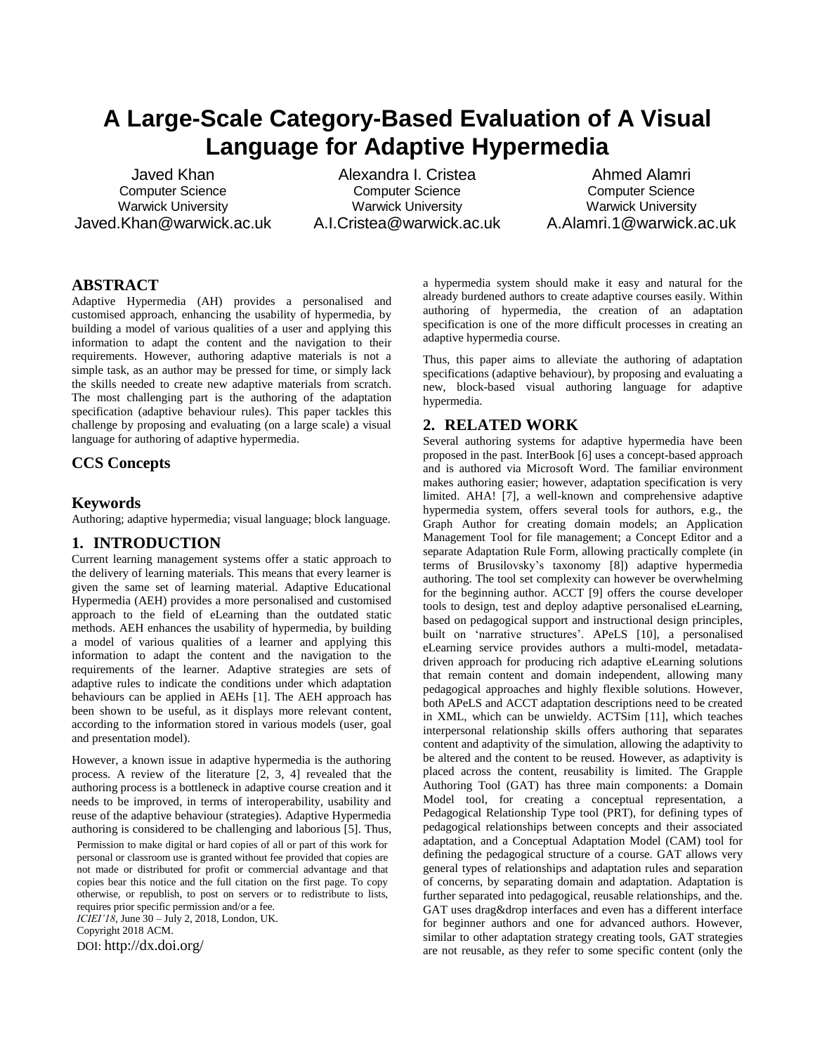# A Large-Scale Category-Based Evaluation of A Visual Language for Adaptive Hypermedia

Javed Khan
Computer Science
Warwick University
Javed.Khan@warwick.ac.uk

Alexandra I. Cristea
Computer Science
Warwick University
A.I.Cristea@warwick.ac.uk

Ahmed Alamri
Computer Science
Warwick University
A.Alamri.1@warwick.ac.uk

## ABSTRACT

Adaptive Hypermedia (AH) provides a personalised and customised approach, enhancing the usability of hypermedia, by building a model of various qualities of a user and applying this information to adapt the content and the navigation to their requirements. However, authoring adaptive materials is not a simple task, as an author may be pressed for time, or simply lack the skills needed to create new adaptive materials from scratch. The most challenging part is the authoring of the adaptation specification (adaptive behaviour rules). This paper tackles this challenge by proposing and evaluating (on a large scale) a visual language for authoring of adaptive hypermedia.

## CCS Concepts

## Keywords

Authoring; adaptive hypermedia; visual language; block language.

## 1. INTRODUCTION

Current learning management systems offer a static approach to the delivery of learning materials. This means that every learner is given the same set of learning material. Adaptive Educational Hypermedia (AEH) provides a more personalised and customised approach to the field of eLearning than the outdated static methods. AEH enhances the usability of hypermedia, by building a model of various qualities of a learner and applying this information to adapt the content and the navigation to the requirements of the learner. Adaptive strategies are sets of adaptive rules to indicate the conditions under which adaptation behaviours can be applied in AEHs [1]. The AEH approach has been shown to be useful, as it displays more relevant content, according to the information stored in various models (user, goal and presentation model).

However, a known issue in adaptive hypermedia is the authoring process. A review of the literature [2, 3, 4] revealed that the authoring process is a bottleneck in adaptive course creation and it needs to be improved, in terms of interoperability, usability and reuse of the adaptive behaviour (strategies). Adaptive Hypermedia authoring is considered to be challenging and laborious [5]. Thus, a hypermedia system should make it easy and natural for the already burdened authors to create adaptive courses easily. Within authoring of hypermedia, the creation of an adaptation specification is one of the more difficult processes in creating an adaptive hypermedia course.

Thus, this paper aims to alleviate the authoring of adaptation specifications (adaptive behaviour), by proposing and evaluating a new, block-based visual authoring language for adaptive hypermedia.

Permission to make digital or hard copies of all or part of this work for personal or classroom use is granted without fee provided that copies are not made or distributed for profit or commercial advantage and that copies bear this notice and the full citation on the first page. To copy otherwise, or republish, to post on servers or to redistribute to lists, requires prior specific permission and/or a fee.
*ICIEI'18*, June 30 – July 2, 2018, London, UK.
Copyright 2018 ACM.
DOI: http://dx.doi.org/

## 2. RELATED WORK

Several authoring systems for adaptive hypermedia have been proposed in the past. InterBook [6] uses a concept-based approach and is authored via Microsoft Word. The familiar environment makes authoring easier; however, adaptation specification is very limited. AHA! [7], a well-known and comprehensive adaptive hypermedia system, offers several tools for authors, e.g., the Graph Author for creating domain models; an Application Management Tool for file management; a Concept Editor and a separate Adaptation Rule Form, allowing practically complete (in terms of Brusilovsky's taxonomy [8]) adaptive hypermedia authoring. The tool set complexity can however be overwhelming for the beginning author. ACCT [9] offers the course developer tools to design, test and deploy adaptive personalised eLearning, based on pedagogical support and instructional design principles, built on 'narrative structures'. APeLS [10], a personalised eLearning service provides authors a multi-model, metadata-driven approach for producing rich adaptive eLearning solutions that remain content and domain independent, allowing many pedagogical approaches and highly flexible solutions. However, both APeLS and ACCT adaptation descriptions need to be created in XML, which can be unwieldy. ACTSim [11], which teaches interpersonal relationship skills offers authoring that separates content and adaptivity of the simulation, allowing the adaptivity to be altered and the content to be reused. However, as adaptivity is placed across the content, reusability is limited. The Grapple Authoring Tool (GAT) has three main components: a Domain Model tool, for creating a conceptual representation, a Pedagogical Relationship Type tool (PRT), for defining types of pedagogical relationships between concepts and their associated adaptation, and a Conceptual Adaptation Model (CAM) tool for defining the pedagogical structure of a course. GAT allows very general types of relationships and adaptation rules and separation of concerns, by separating domain and adaptation. Adaptation is further separated into pedagogical, reusable relationships, and the. GAT uses drag&drop interfaces and even has a different interface for beginner authors and one for advanced authors. However, similar to other adaptation strategy creating tools, GAT strategies are not reusable, as they refer to some specific content (only the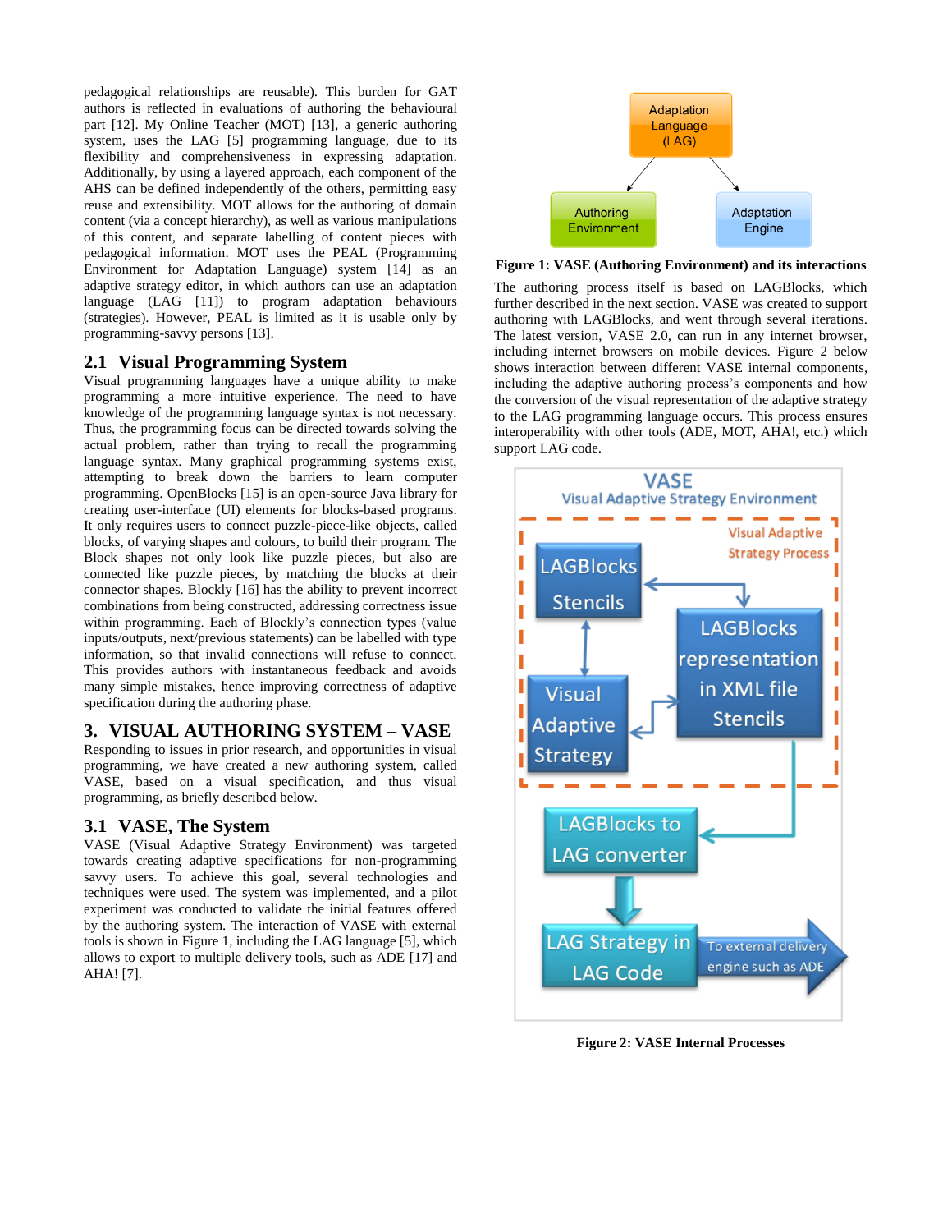pedagogical relationships are reusable). This burden for GAT authors is reflected in evaluations of authoring the behavioural part [12]. My Online Teacher (MOT) [13], a generic authoring system, uses the LAG [5] programming language, due to its flexibility and comprehensiveness in expressing adaptation. Additionally, by using a layered approach, each component of the AHS can be defined independently of the others, permitting easy reuse and extensibility. MOT allows for the authoring of domain content (via a concept hierarchy), as well as various manipulations of this content, and separate labelling of content pieces with pedagogical information. MOT uses the PEAL (Programming Environment for Adaptation Language) system [14] as an adaptive strategy editor, in which authors can use an adaptation language (LAG [11]) to program adaptation behaviours (strategies). However, PEAL is limited as it is usable only by programming-savvy persons [13].

## 2.1 Visual Programming System

Visual programming languages have a unique ability to make programming a more intuitive experience. The need to have knowledge of the programming language syntax is not necessary. Thus, the programming focus can be directed towards solving the actual problem, rather than trying to recall the programming language syntax. Many graphical programming systems exist, attempting to break down the barriers to learn computer programming. OpenBlocks [15] is an open-source Java library for creating user-interface (UI) elements for blocks-based programs. It only requires users to connect puzzle-piece-like objects, called blocks, of varying shapes and colours, to build their program. The Block shapes not only look like puzzle pieces, but also are connected like puzzle pieces, by matching the blocks at their connector shapes. Blockly [16] has the ability to prevent incorrect combinations from being constructed, addressing correctness issue within programming. Each of Blockly's connection types (value inputs/outputs, next/previous statements) can be labelled with type information, so that invalid connections will refuse to connect. This provides authors with instantaneous feedback and avoids many simple mistakes, hence improving correctness of adaptive specification during the authoring phase.

# 3. VISUAL AUTHORING SYSTEM – VASE

Responding to issues in prior research, and opportunities in visual programming, we have created a new authoring system, called VASE, based on a visual specification, and thus visual programming, as briefly described below.

## 3.1 VASE, The System

VASE (Visual Adaptive Strategy Environment) was targeted towards creating adaptive specifications for non-programming savvy users. To achieve this goal, several technologies and techniques were used. The system was implemented, and a pilot experiment was conducted to validate the initial features offered by the authoring system. The interaction of VASE with external tools is shown in Figure 1, including the LAG language [5], which allows to export to multiple delivery tools, such as ADE [17] and AHA! [7].

**Figure 1: VASE (Authoring Environment) and its interactions**

The authoring process itself is based on LAGBlocks, which further described in the next section. VASE was created to support authoring with LAGBlocks, and went through several iterations. The latest version, VASE 2.0, can run in any internet browser, including internet browsers on mobile devices. Figure 2 below shows interaction between different VASE internal components, including the adaptive authoring process's components and how the conversion of the visual representation of the adaptive strategy to the LAG programming language occurs. This process ensures interoperability with other tools (ADE, MOT, AHA!, etc.) which support LAG code.

**Figure 2: VASE Internal Processes**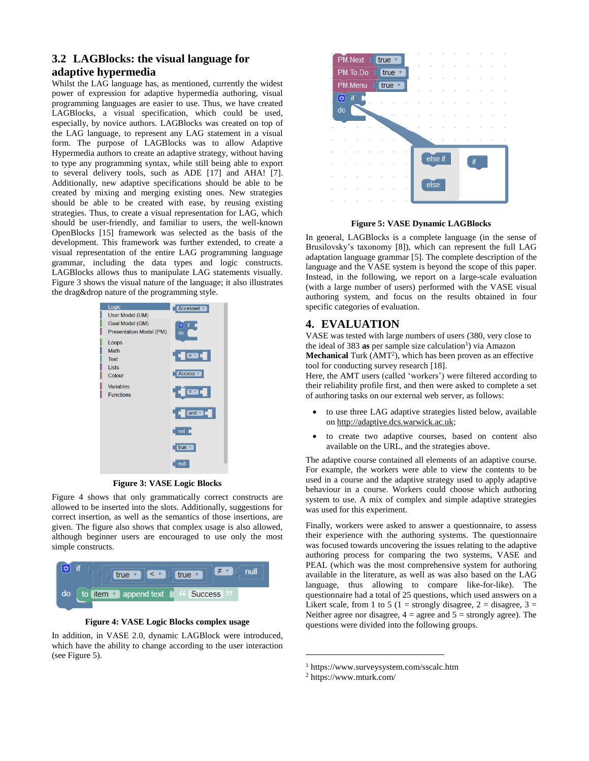### 3.2 LAGBlocks: the visual language for adaptive hypermedia

Whilst the LAG language has, as mentioned, currently the widest power of expression for adaptive hypermedia authoring, visual programming languages are easier to use. Thus, we have created LAGBlocks, a visual specification, which could be used, especially, by novice authors. LAGBlocks was created on top of the LAG language, to represent any LAG statement in a visual form. The purpose of LAGBlocks was to allow Adaptive Hypermedia authors to create an adaptive strategy, without having to type any programming syntax, while still being able to export to several delivery tools, such as ADE [17] and AHA! [7]. Additionally, new adaptive specifications should be able to be created by mixing and merging existing ones. New strategies should be able to be created with ease, by reusing existing strategies. Thus, to create a visual representation for LAG, which should be user-friendly, and familiar to users, the well-known OpenBlocks [15] framework was selected as the basis of the development. This framework was further extended, to create a visual representation of the entire LAG programming language grammar, including the data types and logic constructs. LAGBlocks allows thus to manipulate LAG statements visually. Figure 3 shows the visual nature of the language; it also illustrates the drag&drop nature of the programming style.

**Figure 3: VASE Logic Blocks**

Figure 4 shows that only grammatically correct constructs are allowed to be inserted into the slots. Additionally, suggestions for correct insertion, as well as the semantics of those insertions, are given. The figure also shows that complex usage is also allowed, although beginner users are encouraged to use only the most simple constructs.

**Figure 4: VASE Logic Blocks complex usage**

In addition, in VASE 2.0, dynamic LAGBlock were introduced, which have the ability to change according to the user interaction (see Figure 5).

**Figure 5: VASE Dynamic LAGBlocks**

In general, LAGBlocks is a complete language (in the sense of Brusilovsky's taxonomy [8]), which can represent the full LAG adaptation language grammar [5]. The complete description of the language and the VASE system is beyond the scope of this paper. Instead, in the following, we report on a large-scale evaluation (with a large number of users) performed with the VASE visual authoring system, and focus on the results obtained in four specific categories of evaluation.

## 4. EVALUATION

VASE was tested with large numbers of users (380, very close to the ideal of 383 **as** per sample size calculation[1]) via Amazon **Mechanical** Turk (AMT[2]), which has been proven as an effective tool for conducting survey research [18].

Here, the AMT users (called 'workers') were filtered according to their reliability profile first, and then were asked to complete a set of authoring tasks on our external web server, as follows:

- to use three LAG adaptive strategies listed below, available on http://adaptive.dcs.warwick.ac.uk;
- to create two adaptive courses, based on content also available on the URL, and the strategies above.

The adaptive course contained all elements of an adaptive course. For example, the workers were able to view the contents to be used in a course and the adaptive strategy used to apply adaptive behaviour in a course. Workers could choose which authoring system to use. A mix of complex and simple adaptive strategies was used for this experiment.

Finally, workers were asked to answer a questionnaire, to assess their experience with the authoring systems. The questionnaire was focused towards uncovering the issues relating to the adaptive authoring process for comparing the two systems, VASE and PEAL (which was the most comprehensive system for authoring available in the literature, as well as was also based on the LAG language, thus allowing to compare like-for-like). The questionnaire had a total of 25 questions, which used answers on a Likert scale, from 1 to 5 (1 = strongly disagree, 2 = disagree, 3 = Neither agree nor disagree, 4 = agree and 5 = strongly agree). The questions were divided into the following groups.

---

[1] https://www.surveysystem.com/sscalc.htm

[2] https://www.mturk.com/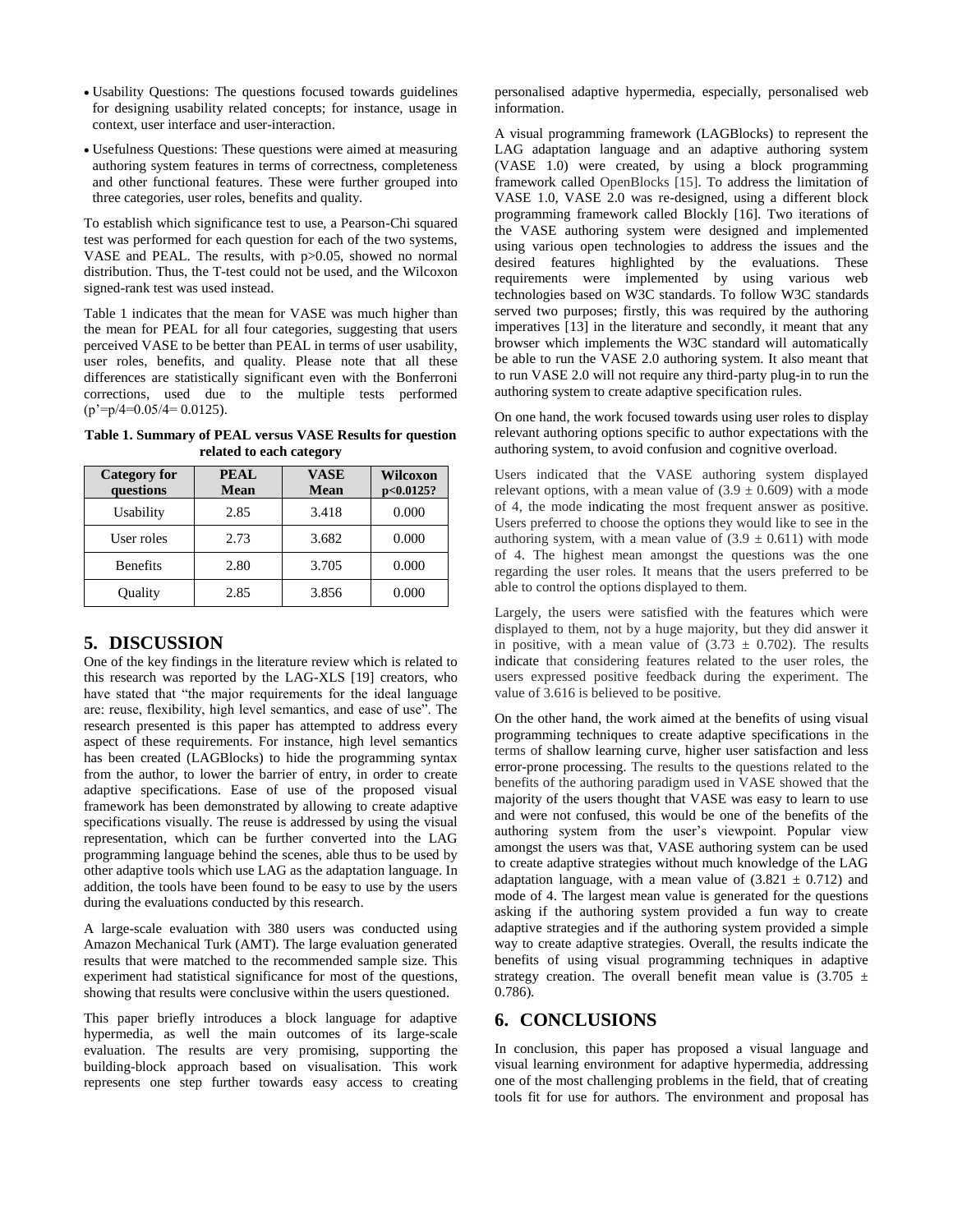- Usability Questions: The questions focused towards guidelines for designing usability related concepts; for instance, usage in context, user interface and user-interaction.
- Usefulness Questions: These questions were aimed at measuring authoring system features in terms of correctness, completeness and other functional features. These were further grouped into three categories, user roles, benefits and quality.

To establish which significance test to use, a Pearson-Chi squared test was performed for each question for each of the two systems, VASE and PEAL. The results, with p>0.05, showed no normal distribution. Thus, the T-test could not be used, and the Wilcoxon signed-rank test was used instead.

Table 1 indicates that the mean for VASE was much higher than the mean for PEAL for all four categories, suggesting that users perceived VASE to be better than PEAL in terms of user usability, user roles, benefits, and quality. Please note that all these differences are statistically significant even with the Bonferroni corrections, used due to the multiple tests performed ($p'=p/4=0.05/4= 0.0125$).

**Table 1. Summary of PEAL versus VASE Results for question related to each category**

| Category for questions | PEAL Mean | VASE Mean | Wilcoxon p<0.0125? |
|---|---|---|---|
| Usability | 2.85 | 3.418 | 0.000 |
| User roles | 2.73 | 3.682 | 0.000 |
| Benefits | 2.80 | 3.705 | 0.000 |
| Quality | 2.85 | 3.856 | 0.000 |

## 5. DISCUSSION

One of the key findings in the literature review which is related to this research was reported by the LAG-XLS [19] creators, who have stated that "the major requirements for the ideal language are: reuse, flexibility, high level semantics, and ease of use". The research presented is this paper has attempted to address every aspect of these requirements. For instance, high level semantics has been created (LAGBlocks) to hide the programming syntax from the author, to lower the barrier of entry, in order to create adaptive specifications. Ease of use of the proposed visual framework has been demonstrated by allowing to create adaptive specifications visually. The reuse is addressed by using the visual representation, which can be further converted into the LAG programming language behind the scenes, able thus to be used by other adaptive tools which use LAG as the adaptation language. In addition, the tools have been found to be easy to use by the users during the evaluations conducted by this research.

A large-scale evaluation with 380 users was conducted using Amazon Mechanical Turk (AMT). The large evaluation generated results that were matched to the recommended sample size. This experiment had statistical significance for most of the questions, showing that results were conclusive within the users questioned.

This paper briefly introduces a block language for adaptive hypermedia, as well the main outcomes of its large-scale evaluation. The results are very promising, supporting the building-block approach based on visualisation. This work represents one step further towards easy access to creating personalised adaptive hypermedia, especially, personalised web information.

A visual programming framework (LAGBlocks) to represent the LAG adaptation language and an adaptive authoring system (VASE 1.0) were created, by using a block programming framework called OpenBlocks [15]. To address the limitation of VASE 1.0, VASE 2.0 was re-designed, using a different block programming framework called Blockly [16]. Two iterations of the VASE authoring system were designed and implemented using various open technologies to address the issues and the desired features highlighted by the evaluations. These requirements were implemented by using various web technologies based on W3C standards. To follow W3C standards served two purposes; firstly, this was required by the authoring imperatives [13] in the literature and secondly, it meant that any browser which implements the W3C standard will automatically be able to run the VASE 2.0 authoring system. It also meant that to run VASE 2.0 will not require any third-party plug-in to run the authoring system to create adaptive specification rules.

On one hand, the work focused towards using user roles to display relevant authoring options specific to author expectations with the authoring system, to avoid confusion and cognitive overload.

Users indicated that the VASE authoring system displayed relevant options, with a mean value of ($3.9 \pm 0.609$) with a mode of 4, the mode indicating the most frequent answer as positive. Users preferred to choose the options they would like to see in the authoring system, with a mean value of ($3.9 \pm 0.611$) with mode of 4. The highest mean amongst the questions was the one regarding the user roles. It means that the users preferred to be able to control the options displayed to them.

Largely, the users were satisfied with the features which were displayed to them, not by a huge majority, but they did answer it in positive, with a mean value of ($3.73 \pm 0.702$). The results indicate that considering features related to the user roles, the users expressed positive feedback during the experiment. The value of 3.616 is believed to be positive.

On the other hand, the work aimed at the benefits of using visual programming techniques to create adaptive specifications in the terms of shallow learning curve, higher user satisfaction and less error-prone processing. The results to the questions related to the benefits of the authoring paradigm used in VASE showed that the majority of the users thought that VASE was easy to learn to use and were not confused, this would be one of the benefits of the authoring system from the user's viewpoint. Popular view amongst the users was that, VASE authoring system can be used to create adaptive strategies without much knowledge of the LAG adaptation language, with a mean value of ($3.821 \pm 0.712$) and mode of 4. The largest mean value is generated for the questions asking if the authoring system provided a fun way to create adaptive strategies and if the authoring system provided a simple way to create adaptive strategies. Overall, the results indicate the benefits of using visual programming techniques in adaptive strategy creation. The overall benefit mean value is ($3.705 \pm 0.786$).

## 6. CONCLUSIONS

In conclusion, this paper has proposed a visual language and visual learning environment for adaptive hypermedia, addressing one of the most challenging problems in the field, that of creating tools fit for use for authors. The environment and proposal has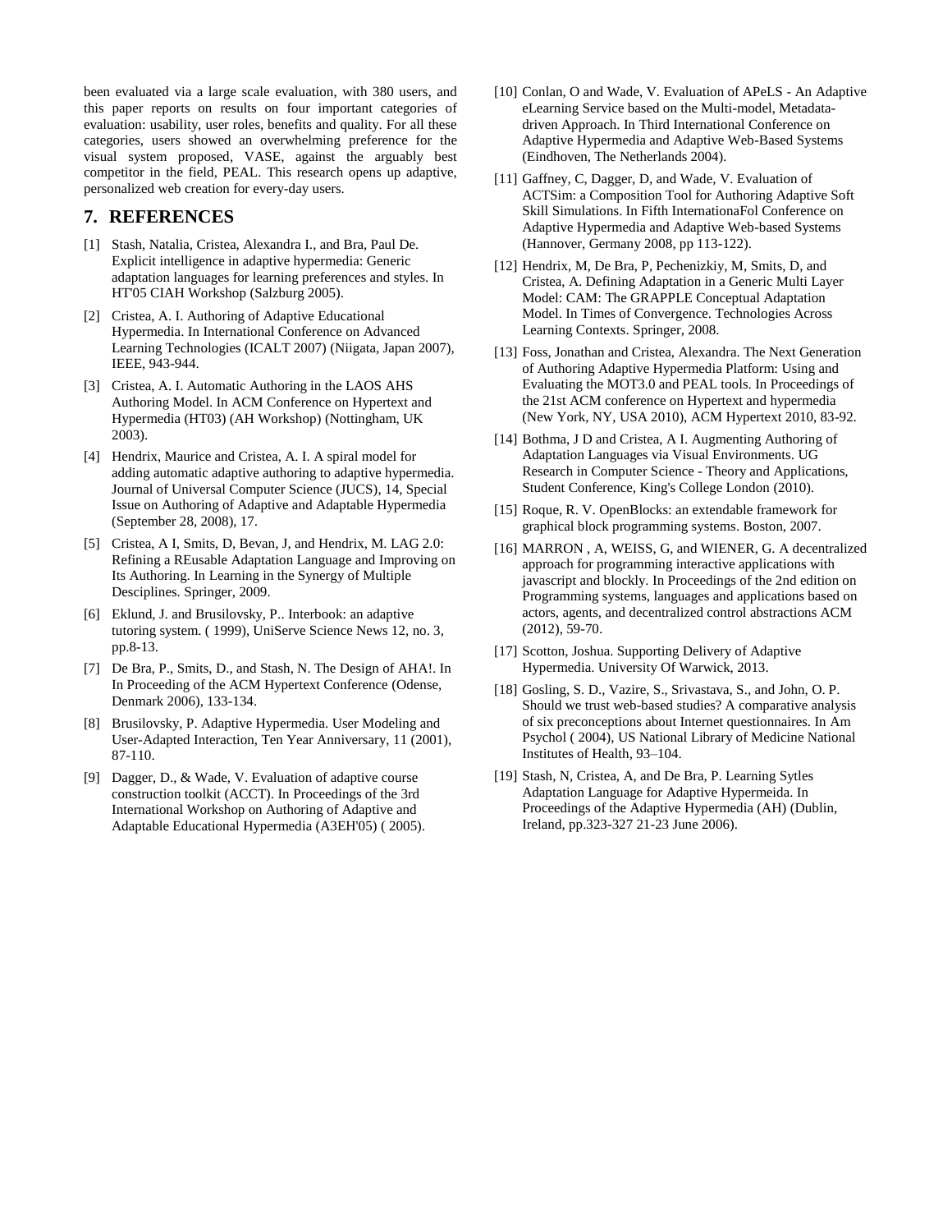been evaluated via a large scale evaluation, with 380 users, and this paper reports on results on four important categories of evaluation: usability, user roles, benefits and quality. For all these categories, users showed an overwhelming preference for the visual system proposed, VASE, against the arguably best competitor in the field, PEAL. This research opens up adaptive, personalized web creation for every-day users.

## 7. REFERENCES

[1] Stash, Natalia, Cristea, Alexandra I., and Bra, Paul De. Explicit intelligence in adaptive hypermedia: Generic adaptation languages for learning preferences and styles. In HT'05 CIAH Workshop (Salzburg 2005).

[2] Cristea, A. I. Authoring of Adaptive Educational Hypermedia. In International Conference on Advanced Learning Technologies (ICALT 2007) (Niigata, Japan 2007), IEEE, 943-944.

[3] Cristea, A. I. Automatic Authoring in the LAOS AHS Authoring Model. In ACM Conference on Hypertext and Hypermedia (HT03) (AH Workshop) (Nottingham, UK 2003).

[4] Hendrix, Maurice and Cristea, A. I. A spiral model for adding automatic adaptive authoring to adaptive hypermedia. Journal of Universal Computer Science (JUCS), 14, Special Issue on Authoring of Adaptive and Adaptable Hypermedia (September 28, 2008), 17.

[5] Cristea, A I, Smits, D, Bevan, J, and Hendrix, M. LAG 2.0: Refining a REusable Adaptation Language and Improving on Its Authoring. In Learning in the Synergy of Multiple Desciplines. Springer, 2009.

[6] Eklund, J. and Brusilovsky, P.. Interbook: an adaptive tutoring system. ( 1999), UniServe Science News 12, no. 3, pp.8-13.

[7] De Bra, P., Smits, D., and Stash, N. The Design of AHA!. In In Proceeding of the ACM Hypertext Conference (Odense, Denmark 2006), 133-134.

[8] Brusilovsky, P. Adaptive Hypermedia. User Modeling and User-Adapted Interaction, Ten Year Anniversary, 11 (2001), 87-110.

[9] Dagger, D., & Wade, V. Evaluation of adaptive course construction toolkit (ACCT). In Proceedings of the 3rd International Workshop on Authoring of Adaptive and Adaptable Educational Hypermedia (A3EH'05) ( 2005).

[10] Conlan, O and Wade, V. Evaluation of APeLS - An Adaptive eLearning Service based on the Multi-model, Metadata-driven Approach. In Third International Conference on Adaptive Hypermedia and Adaptive Web-Based Systems (Eindhoven, The Netherlands 2004).

[11] Gaffney, C, Dagger, D, and Wade, V. Evaluation of ACTSim: a Composition Tool for Authoring Adaptive Soft Skill Simulations. In Fifth InternationaFol Conference on Adaptive Hypermedia and Adaptive Web-based Systems (Hannover, Germany 2008, pp 113-122).

[12] Hendrix, M, De Bra, P, Pechenizkiy, M, Smits, D, and Cristea, A. Defining Adaptation in a Generic Multi Layer Model: CAM: The GRAPPLE Conceptual Adaptation Model. In Times of Convergence. Technologies Across Learning Contexts. Springer, 2008.

[13] Foss, Jonathan and Cristea, Alexandra. The Next Generation of Authoring Adaptive Hypermedia Platform: Using and Evaluating the MOT3.0 and PEAL tools. In Proceedings of the 21st ACM conference on Hypertext and hypermedia (New York, NY, USA 2010), ACM Hypertext 2010, 83-92.

[14] Bothma, J D and Cristea, A I. Augmenting Authoring of Adaptation Languages via Visual Environments. UG Research in Computer Science - Theory and Applications, Student Conference, King's College London (2010).

[15] Roque, R. V. OpenBlocks: an extendable framework for graphical block programming systems. Boston, 2007.

[16] MARRON , A, WEISS, G, and WIENER, G. A decentralized approach for programming interactive applications with javascript and blockly. In Proceedings of the 2nd edition on Programming systems, languages and applications based on actors, agents, and decentralized control abstractions ACM (2012), 59-70.

[17] Scotton, Joshua. Supporting Delivery of Adaptive Hypermedia. University Of Warwick, 2013.

[18] Gosling, S. D., Vazire, S., Srivastava, S., and John, O. P. Should we trust web-based studies? A comparative analysis of six preconceptions about Internet questionnaires. In Am Psychol ( 2004), US National Library of Medicine National Institutes of Health, 93–104.

[19] Stash, N, Cristea, A, and De Bra, P. Learning Sytles Adaptation Language for Adaptive Hypermeida. In Proceedings of the Adaptive Hypermedia (AH) (Dublin, Ireland, pp.323-327 21-23 June 2006).